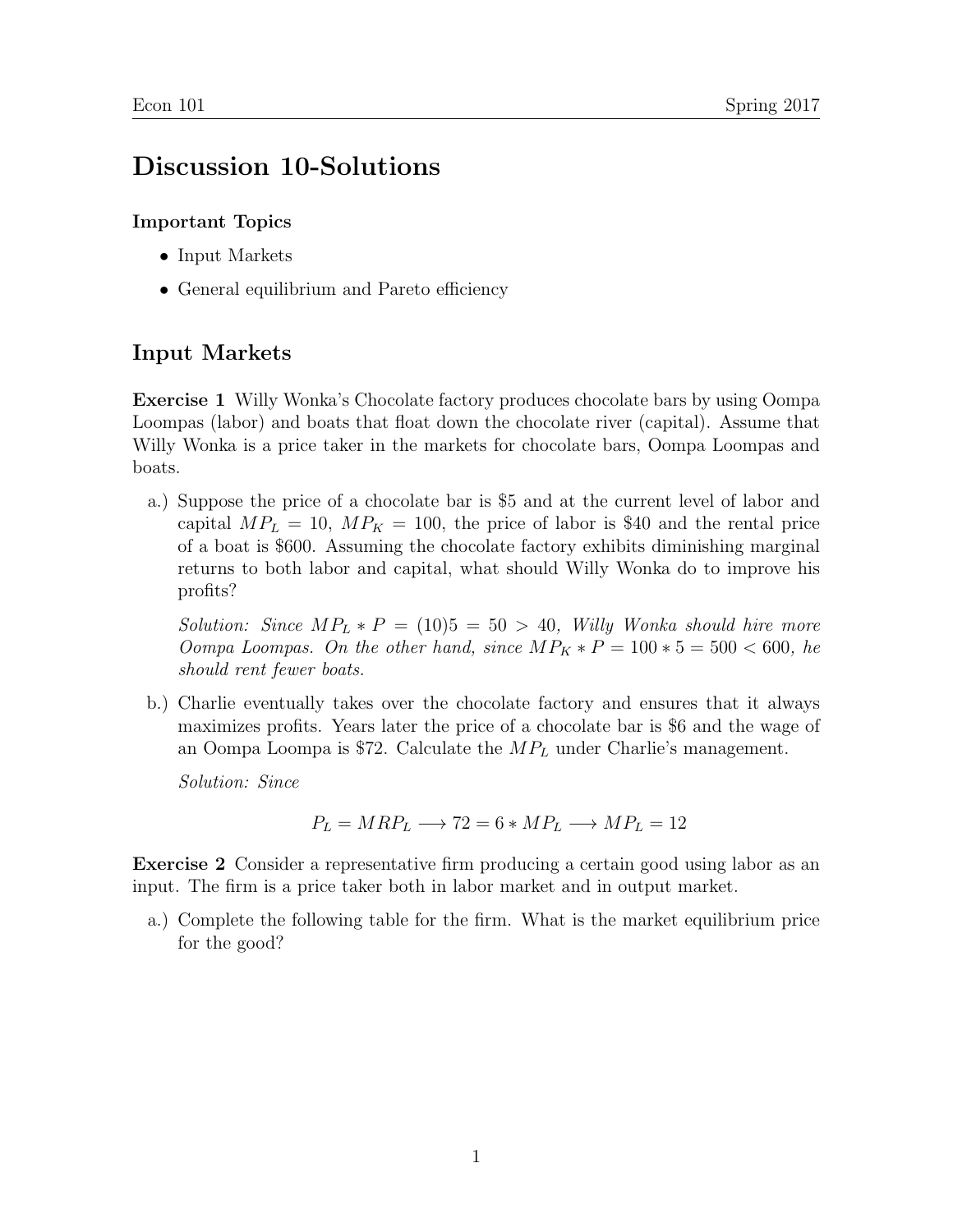# Discussion 10-Solutions

**Important Topics**

- Input Markets
- General equilibrium and Pareto efficiency

## Input Markets

**Exercise 1** Willy Wonka's Chocolate factory produces chocolate bars by using Oompa Loompas (labor) and boats that float down the chocolate river (capital). Assume that Willy Wonka is a price taker in the markets for chocolate bars, Oompa Loompas and boats.

a.) Suppose the price of a chocolate bar is $5 and at the current level of labor and capital $MP_L = 10$, $MP_K = 100$, the price of labor is $40 and the rental price of a boat is $600. Assuming the chocolate factory exhibits diminishing marginal returns to both labor and capital, what should Willy Wonka do to improve his profits?

*Solution: Since $MP_L * P = (10)5 = 50 > 40$, Willy Wonka should hire more Oompa Loompas. On the other hand, since $MP_K * P = 100 * 5 = 500 < 600$, he should rent fewer boats.*

b.) Charlie eventually takes over the chocolate factory and ensures that it always maximizes profits. Years later the price of a chocolate bar is $6 and the wage of an Oompa Loompa is $72. Calculate the $MP_L$ under Charlie's management.

*Solution: Since*

$$P_L = MRP_L \longrightarrow 72 = 6 * MP_L \longrightarrow MP_L = 12$$

**Exercise 2** Consider a representative firm producing a certain good using labor as an input. The firm is a price taker both in labor market and in output market.

a.) Complete the following table for the firm. What is the market equilibrium price for the good?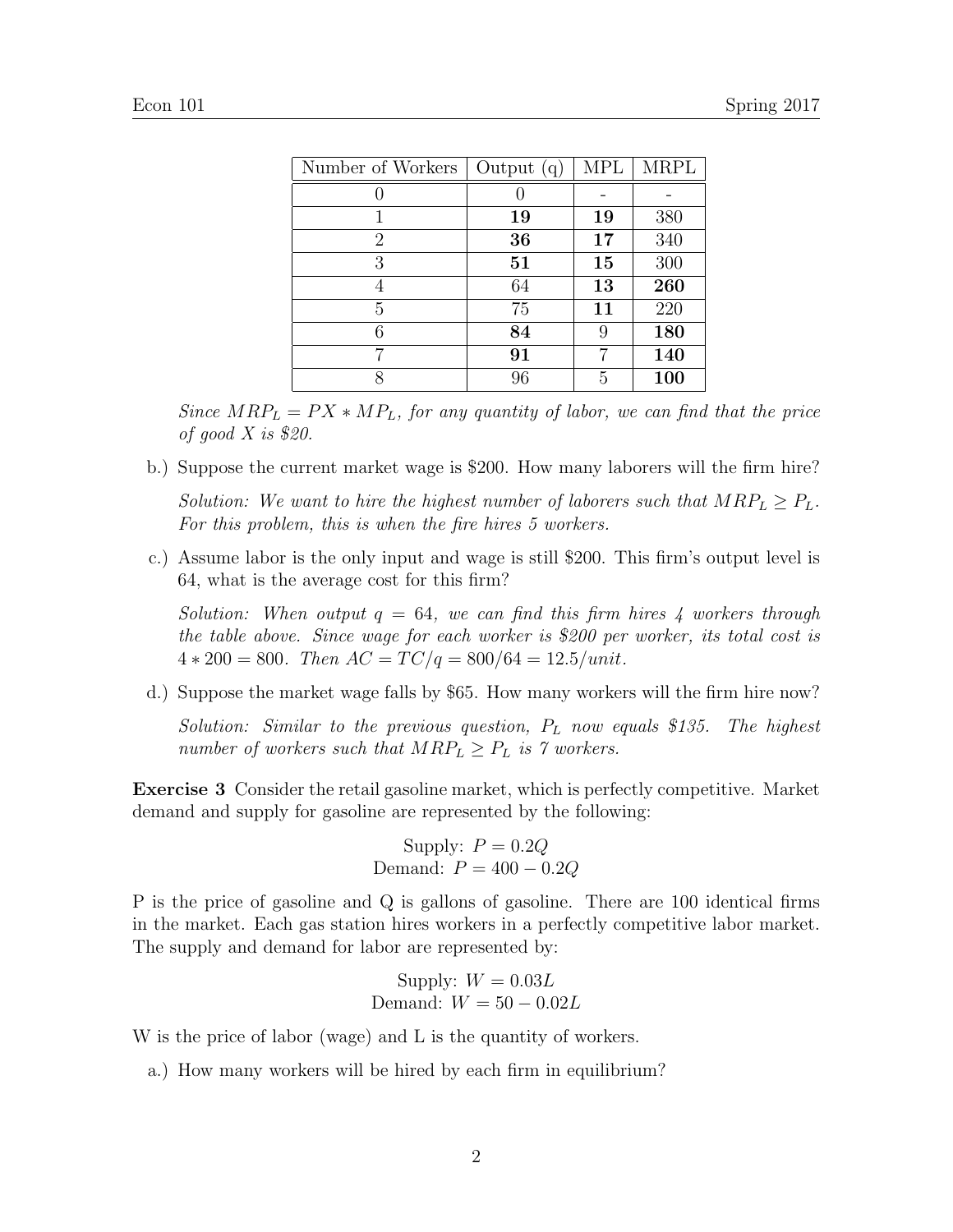| Number of Workers | Output (q) | MPL | MRPL |
|---|---|---|---|
| 0 | 0 | - | - |
| 1 | **19** | **19** | 380 |
| 2 | **36** | **17** | 340 |
| 3 | **51** | **15** | 300 |
| 4 | 64 | **13** | **260** |
| 5 | 75 | **11** | 220 |
| 6 | **84** | 9 | **180** |
| 7 | **91** | 7 | **140** |
| 8 | 96 | 5 | **100** |

*Since $MRP_L = PX * MP_L$, for any quantity of labor, we can find that the price of good X is $20.*

b.) Suppose the current market wage is $200. How many laborers will the firm hire?

*Solution: We want to hire the highest number of laborers such that $MRP_L \geq P_L$. For this problem, this is when the fire hires 5 workers.*

c.) Assume labor is the only input and wage is still $200. This firm's output level is 64, what is the average cost for this firm?

*Solution: When output $q = 64$, we can find this firm hires 4 workers through the table above. Since wage for each worker is $200 per worker, its total cost is $4 * 200 = 800$. Then $AC = TC/q = 800/64 = 12.5/unit$.*

d.) Suppose the market wage falls by $65. How many workers will the firm hire now?

*Solution: Similar to the previous question, $P_L$ now equals $135. The highest number of workers such that $MRP_L \geq P_L$ is 7 workers.*

**Exercise 3** Consider the retail gasoline market, which is perfectly competitive. Market demand and supply for gasoline are represented by the following:

$$\text{Supply: } P = 0.2Q$$
$$\text{Demand: } P = 400 - 0.2Q$$

P is the price of gasoline and Q is gallons of gasoline. There are 100 identical firms in the market. Each gas station hires workers in a perfectly competitive labor market. The supply and demand for labor are represented by:

$$\text{Supply: } W = 0.03L$$
$$\text{Demand: } W = 50 - 0.02L$$

W is the price of labor (wage) and L is the quantity of workers.

a.) How many workers will be hired by each firm in equilibrium?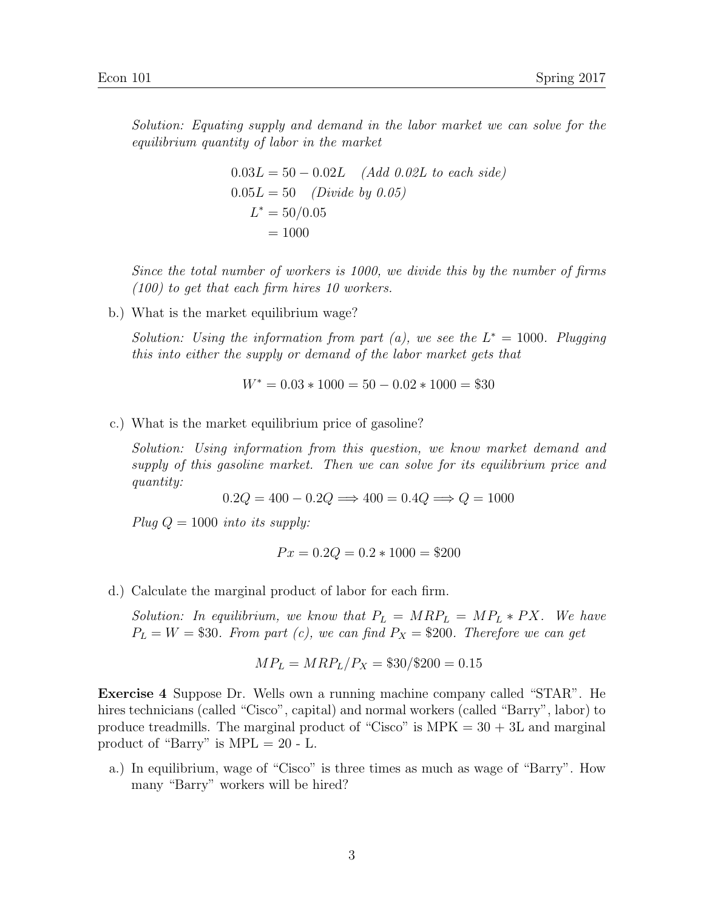*Solution: Equating supply and demand in the labor market we can solve for the equilibrium quantity of labor in the market*

$$
\begin{aligned}
0.03L &= 50 - 0.02L \quad \textit{(Add 0.02L to each side)} \\
0.05L &= 50 \quad \textit{(Divide by 0.05)} \\
L^* &= 50/0.05 \\
&= 1000
\end{aligned}
$$

*Since the total number of workers is 1000, we divide this by the number of firms (100) to get that each firm hires 10 workers.*

b.) What is the market equilibrium wage?

*Solution: Using the information from part (a), we see the* $L^* = 1000$*. Plugging this into either the supply or demand of the labor market gets that*

$$W^* = 0.03 * 1000 = 50 - 0.02 * 1000 = \$30$$

c.) What is the market equilibrium price of gasoline?

*Solution: Using information from this question, we know market demand and supply of this gasoline market. Then we can solve for its equilibrium price and quantity:*

$$0.2Q = 400 - 0.2Q \Longrightarrow 400 = 0.4Q \Longrightarrow Q = 1000$$

*Plug* $Q = 1000$ *into its supply:*

$$Px = 0.2Q = 0.2 * 1000 = \$200$$

d.) Calculate the marginal product of labor for each firm.

*Solution: In equilibrium, we know that* $P_L = MRP_L = MP_L * PX$*. We have* $P_L = W = \$30$*. From part (c), we can find* $P_X = \$200$*. Therefore we can get*

$$MP_L = MRP_L/P_X = \$30/\$200 = 0.15$$

**Exercise 4** Suppose Dr. Wells own a running machine company called "STAR". He hires technicians (called "Cisco", capital) and normal workers (called "Barry", labor) to produce treadmills. The marginal product of "Cisco" is MPK = 30 + 3L and marginal product of "Barry" is MPL = 20 - L.

a.) In equilibrium, wage of "Cisco" is three times as much as wage of "Barry". How many "Barry" workers will be hired?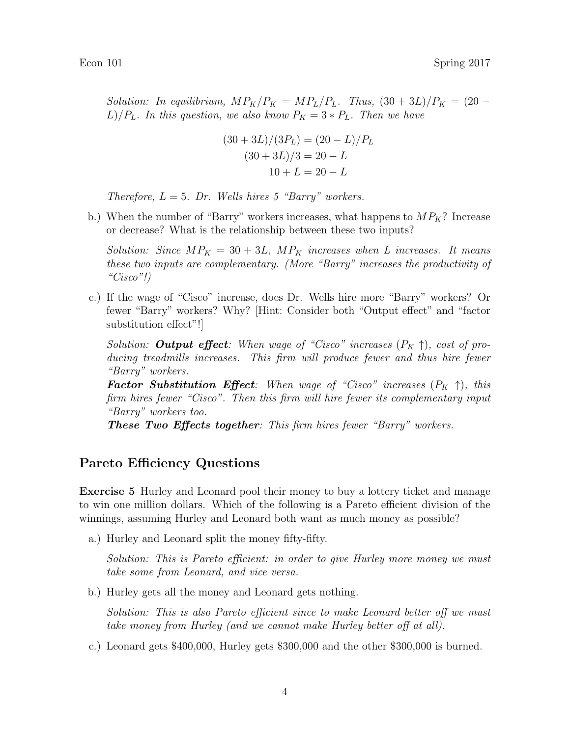*Solution: In equilibrium, $MP_K/P_K = MP_L/P_L$. Thus, $(30 + 3L)/P_K = (20 - L)/P_L$. In this question, we also know $P_K = 3 * P_L$. Then we have*

$$(30 + 3L)/(3P_L) = (20 - L)/P_L$$
$$(30 + 3L)/3 = 20 - L$$
$$10 + L = 20 - L$$

*Therefore, $L = 5$. Dr. Wells hires 5 "Barry" workers.*

b.) When the number of "Barry" workers increases, what happens to $MP_K$? Increase or decrease? What is the relationship between these two inputs?

*Solution: Since $MP_K = 30 + 3L$, $MP_K$ increases when $L$ increases. It means these two inputs are complementary. (More "Barry" increases the productivity of "Cisco"!)*

c.) If the wage of "Cisco" increase, does Dr. Wells hire more "Barry" workers? Or fewer "Barry" workers? Why? [Hint: Consider both "Output effect" and "factor substitution effect"!]

*Solution:* ***Output effect****: When wage of "Cisco" increases ($P_K \uparrow$), cost of producing treadmills increases. This firm will produce fewer and thus hire fewer "Barry" workers.*

***Factor Substitution Effect****: When wage of "Cisco" increases ($P_K \uparrow$), this firm hires fewer "Cisco". Then this firm will hire fewer its complementary input "Barry" workers too.*

***These Two Effects together****: This firm hires fewer "Barry" workers.*

## Pareto Efficiency Questions

**Exercise 5** Hurley and Leonard pool their money to buy a lottery ticket and manage to win one million dollars. Which of the following is a Pareto efficient division of the winnings, assuming Hurley and Leonard both want as much money as possible?

a.) Hurley and Leonard split the money fifty-fifty.

*Solution: This is Pareto efficient: in order to give Hurley more money we must take some from Leonard, and vice versa.*

b.) Hurley gets all the money and Leonard gets nothing.

*Solution: This is also Pareto efficient since to make Leonard better off we must take money from Hurley (and we cannot make Hurley better off at all).*

c.) Leonard gets $400,000, Hurley gets $300,000 and the other $300,000 is burned.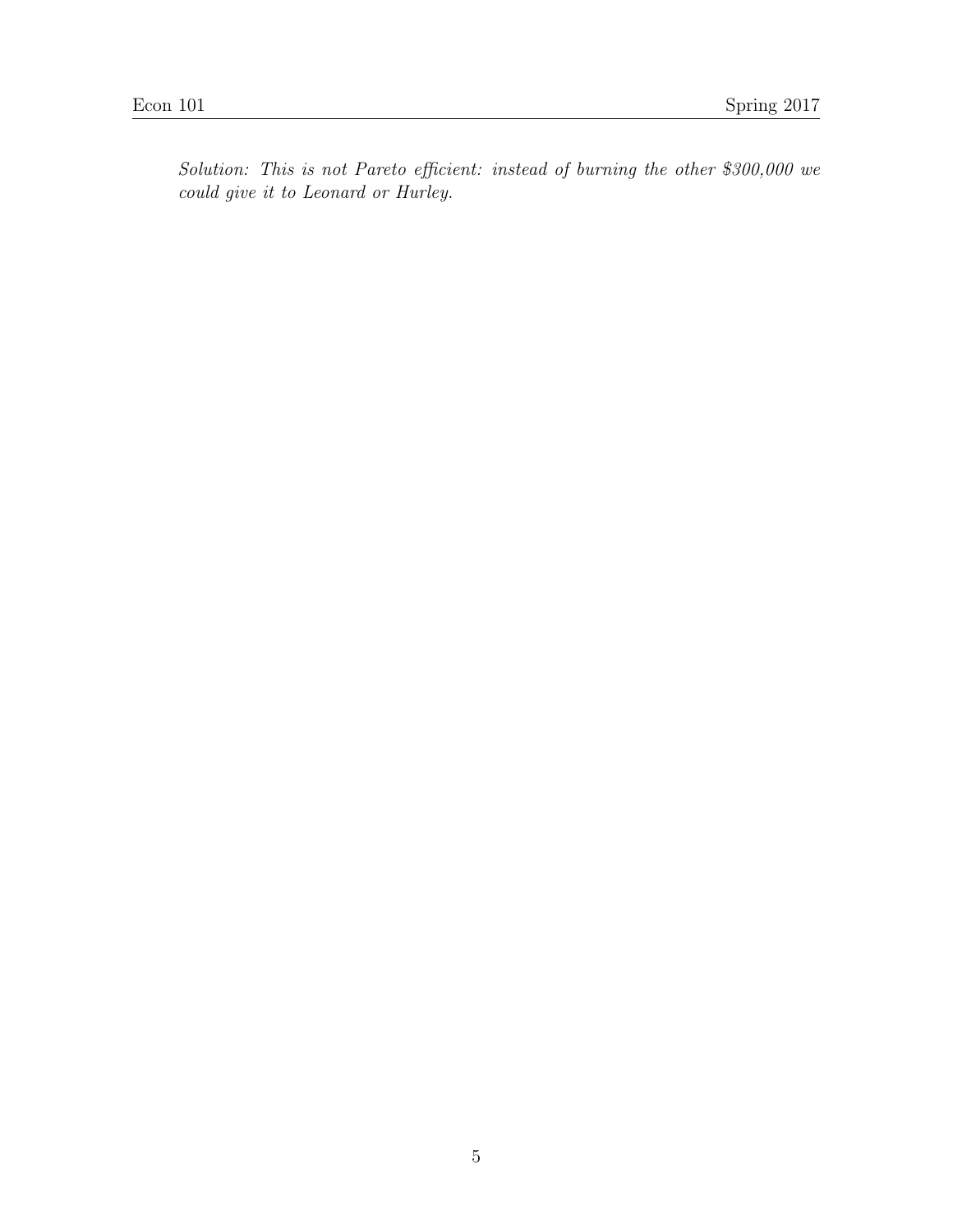*Solution: This is not Pareto efficient: instead of burning the other $300,000 we could give it to Leonard or Hurley.*